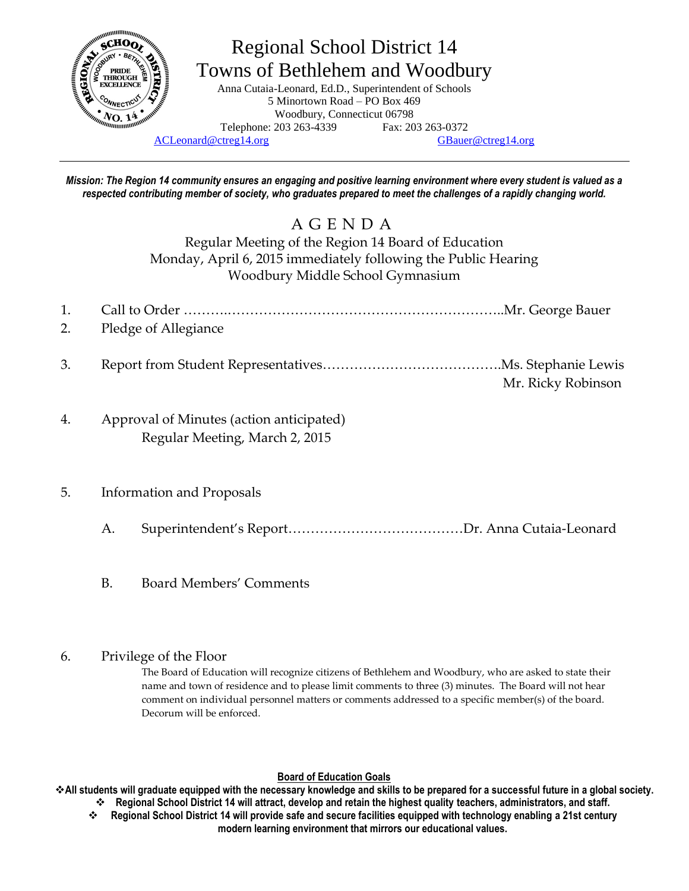# Regional School District 14
## Towns of Bethlehem and Woodbury

Anna Cutaia-Leonard, Ed.D., Superintendent of Schools
5 Minortown Road – PO Box 469
Woodbury, Connecticut 06798
Telephone: 203 263-4339 Fax: 203 263-0372
ACLeonard@ctreg14.org GBauer@ctreg14.org

---

***Mission: The Region 14 community ensures an engaging and positive learning environment where every student is valued as a respected contributing member of society, who graduates prepared to meet the challenges of a rapidly changing world.***

## A G E N D A

Regular Meeting of the Region 14 Board of Education
Monday, April 6, 2015 immediately following the Public Hearing
Woodbury Middle School Gymnasium

1. Call to Order ……….……………………………………………………..Mr. George Bauer
2. Pledge of Allegiance
3. Report from Student Representatives…………………………………..Ms. Stephanie Lewis
   Mr. Ricky Robinson
4. Approval of Minutes (action anticipated)
   Regular Meeting, March 2, 2015
5. Information and Proposals
   A. Superintendent's Report…………………………………Dr. Anna Cutaia-Leonard
   B. Board Members' Comments
6. Privilege of the Floor

   The Board of Education will recognize citizens of Bethlehem and Woodbury, who are asked to state their name and town of residence and to please limit comments to three (3) minutes. The Board will not hear comment on individual personnel matters or comments addressed to a specific member(s) of the board. Decorum will be enforced.

**Board of Education Goals**

- **All students will graduate equipped with the necessary knowledge and skills to be prepared for a successful future in a global society.**
- **Regional School District 14 will attract, develop and retain the highest quality teachers, administrators, and staff.**
- **Regional School District 14 will provide safe and secure facilities equipped with technology enabling a 21st century modern learning environment that mirrors our educational values.**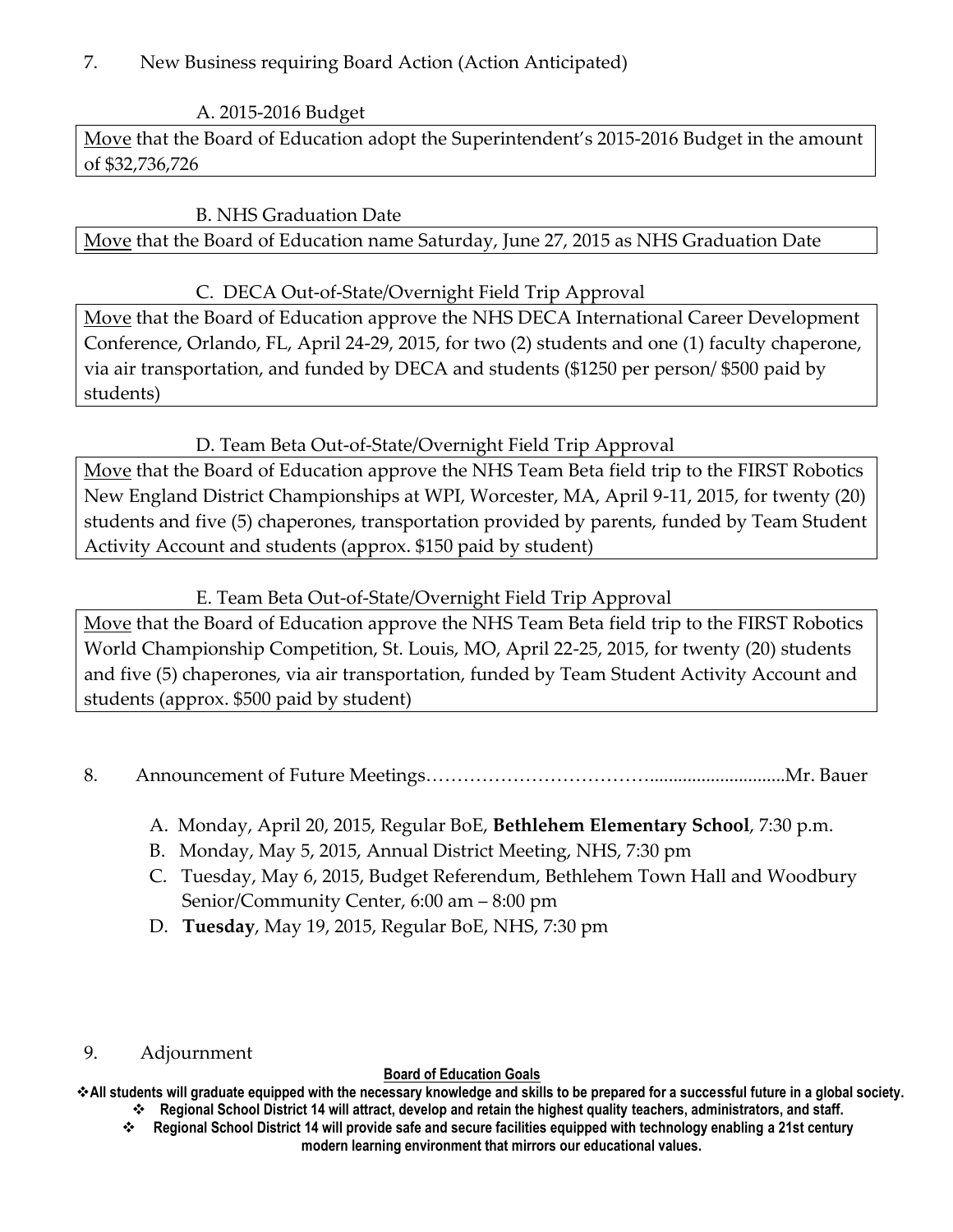7. New Business requiring Board Action (Action Anticipated)

A. 2015-2016 Budget

Move that the Board of Education adopt the Superintendent's 2015-2016 Budget in the amount of $32,736,726

B. NHS Graduation Date

Move that the Board of Education name Saturday, June 27, 2015 as NHS Graduation Date

C. DECA Out-of-State/Overnight Field Trip Approval

Move that the Board of Education approve the NHS DECA International Career Development Conference, Orlando, FL, April 24-29, 2015, for two (2) students and one (1) faculty chaperone, via air transportation, and funded by DECA and students ($1250 per person/ $500 paid by students)

D. Team Beta Out-of-State/Overnight Field Trip Approval

Move that the Board of Education approve the NHS Team Beta field trip to the FIRST Robotics New England District Championships at WPI, Worcester, MA, April 9-11, 2015, for twenty (20) students and five (5) chaperones, transportation provided by parents, funded by Team Student Activity Account and students (approx. $150 paid by student)

E. Team Beta Out-of-State/Overnight Field Trip Approval

Move that the Board of Education approve the NHS Team Beta field trip to the FIRST Robotics World Championship Competition, St. Louis, MO, April 22-25, 2015, for twenty (20) students and five (5) chaperones, via air transportation, funded by Team Student Activity Account and students (approx. $500 paid by student)

8. Announcement of Future Meetings……………………………….............................Mr. Bauer

A. Monday, April 20, 2015, Regular BoE, **Bethlehem Elementary School**, 7:30 p.m.
B. Monday, May 5, 2015, Annual District Meeting, NHS, 7:30 pm
C. Tuesday, May 6, 2015, Budget Referendum, Bethlehem Town Hall and Woodbury Senior/Community Center, 6:00 am – 8:00 pm
D. **Tuesday**, May 19, 2015, Regular BoE, NHS, 7:30 pm

9. Adjournment

**Board of Education Goals**

- **All students will graduate equipped with the necessary knowledge and skills to be prepared for a successful future in a global society.**
- **Regional School District 14 will attract, develop and retain the highest quality teachers, administrators, and staff.**
- **Regional School District 14 will provide safe and secure facilities equipped with technology enabling a 21st century modern learning environment that mirrors our educational values.**